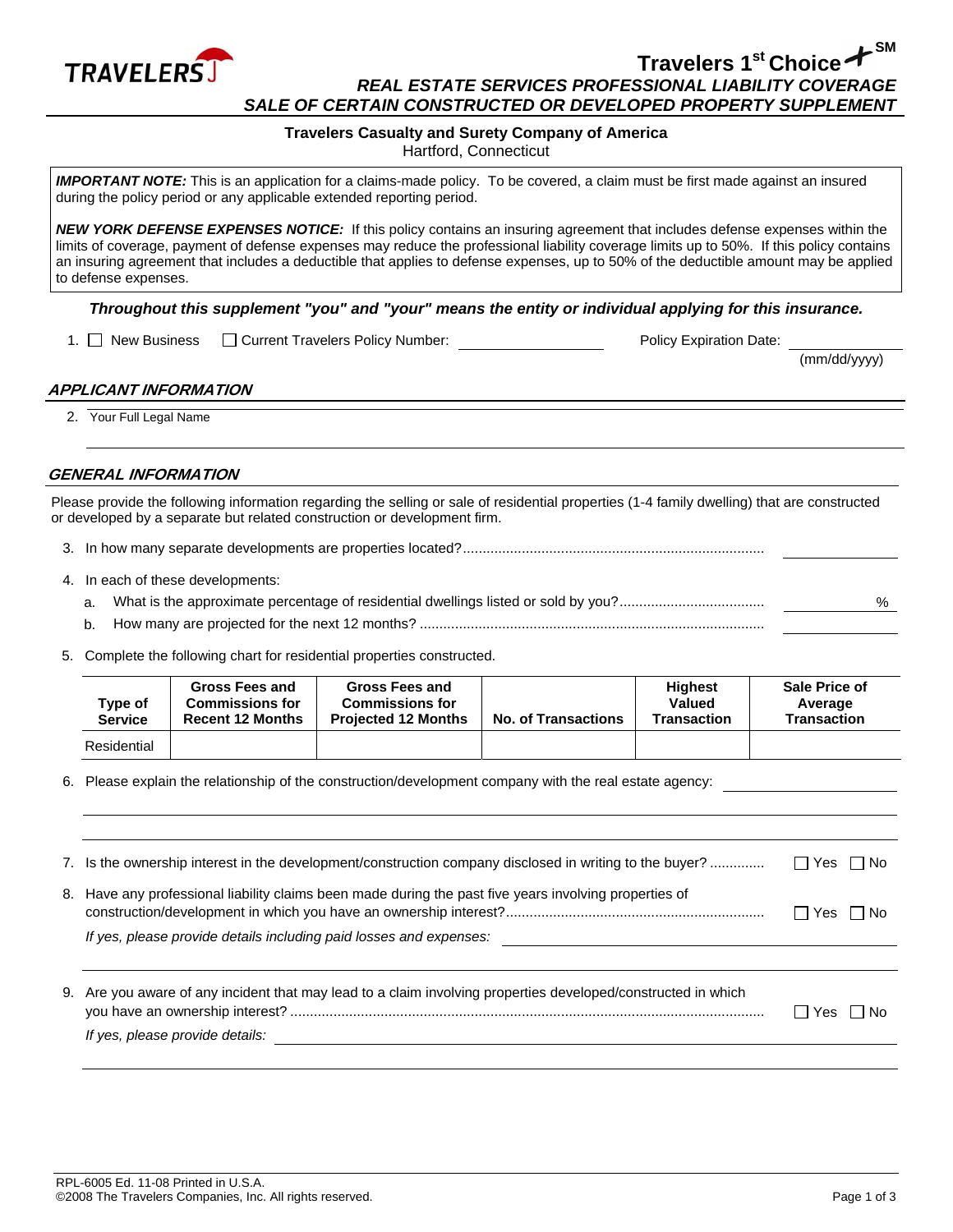TRAVELERS

# Travelers 1st Choice℠

## REAL ESTATE SERVICES PROFESSIONAL LIABILITY COVERAGE
## SALE OF CERTAIN CONSTRUCTED OR DEVELOPED PROPERTY SUPPLEMENT

**Travelers Casualty and Surety Company of America**
Hartford, Connecticut

***IMPORTANT NOTE:*** This is an application for a claims-made policy. To be covered, a claim must be first made against an insured during the policy period or any applicable extended reporting period.

***NEW YORK DEFENSE EXPENSES NOTICE:*** If this policy contains an insuring agreement that includes defense expenses within the limits of coverage, payment of defense expenses may reduce the professional liability coverage limits up to 50%. If this policy contains an insuring agreement that includes a deductible that applies to defense expenses, up to 50% of the deductible amount may be applied to defense expenses.

***Throughout this supplement "you" and "your" means the entity or individual applying for this insurance.***

1. ☐ New Business ☐ Current Travelers Policy Number: ____________ Policy Expiration Date: ____________ (mm/dd/yyyy)

### APPLICANT INFORMATION

2. Your Full Legal Name ____________

### GENERAL INFORMATION

Please provide the following information regarding the selling or sale of residential properties (1-4 family dwelling) that are constructed or developed by a separate but related construction or development firm.

3. In how many separate developments are properties located? ____________

4. In each of these developments:
   a. What is the approximate percentage of residential dwellings listed or sold by you? ____________ %
   b. How many are projected for the next 12 months? ____________

5. Complete the following chart for residential properties constructed.

| Type of Service | Gross Fees and Commissions for Recent 12 Months | Gross Fees and Commissions for Projected 12 Months | No. of Transactions | Highest Valued Transaction | Sale Price of Average Transaction |
|---|---|---|---|---|---|
| Residential | | | | | |

6. Please explain the relationship of the construction/development company with the real estate agency: ____________

7. Is the ownership interest in the development/construction company disclosed in writing to the buyer? ☐ Yes ☐ No

8. Have any professional liability claims been made during the past five years involving properties of construction/development in which you have an ownership interest? ☐ Yes ☐ No

   *If yes, please provide details including paid losses and expenses:* ____________

9. Are you aware of any incident that may lead to a claim involving properties developed/constructed in which you have an ownership interest? ☐ Yes ☐ No

   *If yes, please provide details:* ____________

RPL-6005 Ed. 11-08 Printed in U.S.A.
©2008 The Travelers Companies, Inc. All rights reserved.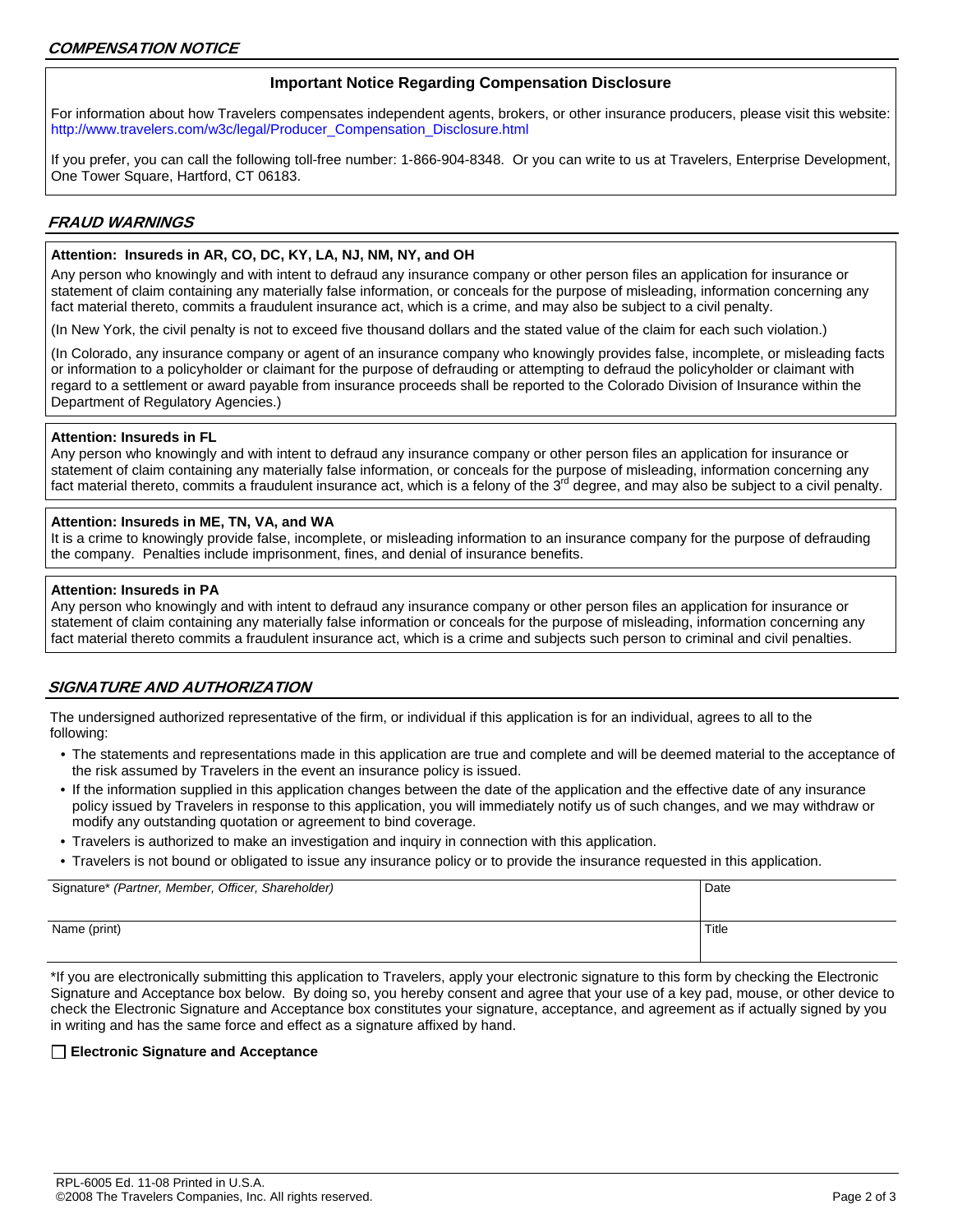## *COMPENSATION NOTICE*

**Important Notice Regarding Compensation Disclosure**

For information about how Travelers compensates independent agents, brokers, or other insurance producers, please visit this website: http://www.travelers.com/w3c/legal/Producer_Compensation_Disclosure.html

If you prefer, you can call the following toll-free number: 1-866-904-8348. Or you can write to us at Travelers, Enterprise Development, One Tower Square, Hartford, CT 06183.

## *FRAUD WARNINGS*

**Attention: Insureds in AR, CO, DC, KY, LA, NJ, NM, NY, and OH**

Any person who knowingly and with intent to defraud any insurance company or other person files an application for insurance or statement of claim containing any materially false information, or conceals for the purpose of misleading, information concerning any fact material thereto, commits a fraudulent insurance act, which is a crime, and may also be subject to a civil penalty.

(In New York, the civil penalty is not to exceed five thousand dollars and the stated value of the claim for each such violation.)

(In Colorado, any insurance company or agent of an insurance company who knowingly provides false, incomplete, or misleading facts or information to a policyholder or claimant for the purpose of defrauding or attempting to defraud the policyholder or claimant with regard to a settlement or award payable from insurance proceeds shall be reported to the Colorado Division of Insurance within the Department of Regulatory Agencies.)

**Attention: Insureds in FL**

Any person who knowingly and with intent to defraud any insurance company or other person files an application for insurance or statement of claim containing any materially false information, or conceals for the purpose of misleading, information concerning any fact material thereto, commits a fraudulent insurance act, which is a felony of the 3rd degree, and may also be subject to a civil penalty.

**Attention: Insureds in ME, TN, VA, and WA**

It is a crime to knowingly provide false, incomplete, or misleading information to an insurance company for the purpose of defrauding the company. Penalties include imprisonment, fines, and denial of insurance benefits.

**Attention: Insureds in PA**

Any person who knowingly and with intent to defraud any insurance company or other person files an application for insurance or statement of claim containing any materially false information or conceals for the purpose of misleading, information concerning any fact material thereto commits a fraudulent insurance act, which is a crime and subjects such person to criminal and civil penalties.

## *SIGNATURE AND AUTHORIZATION*

The undersigned authorized representative of the firm, or individual if this application is for an individual, agrees to all to the following:

- The statements and representations made in this application are true and complete and will be deemed material to the acceptance of the risk assumed by Travelers in the event an insurance policy is issued.
- If the information supplied in this application changes between the date of the application and the effective date of any insurance policy issued by Travelers in response to this application, you will immediately notify us of such changes, and we may withdraw or modify any outstanding quotation or agreement to bind coverage.
- Travelers is authorized to make an investigation and inquiry in connection with this application.
- Travelers is not bound or obligated to issue any insurance policy or to provide the insurance requested in this application.

| Signature* *(Partner, Member, Officer, Shareholder)* | Date |
|---|---|
| Name (print) | Title |

*If you are electronically submitting this application to Travelers, apply your electronic signature to this form by checking the Electronic Signature and Acceptance box below. By doing so, you hereby consent and agree that your use of a key pad, mouse, or other device to check the Electronic Signature and Acceptance box constitutes your signature, acceptance, and agreement as if actually signed by you in writing and has the same force and effect as a signature affixed by hand.

☐ **Electronic Signature and Acceptance**

RPL-6005 Ed. 11-08 Printed in U.S.A.
©2008 The Travelers Companies, Inc. All rights reserved.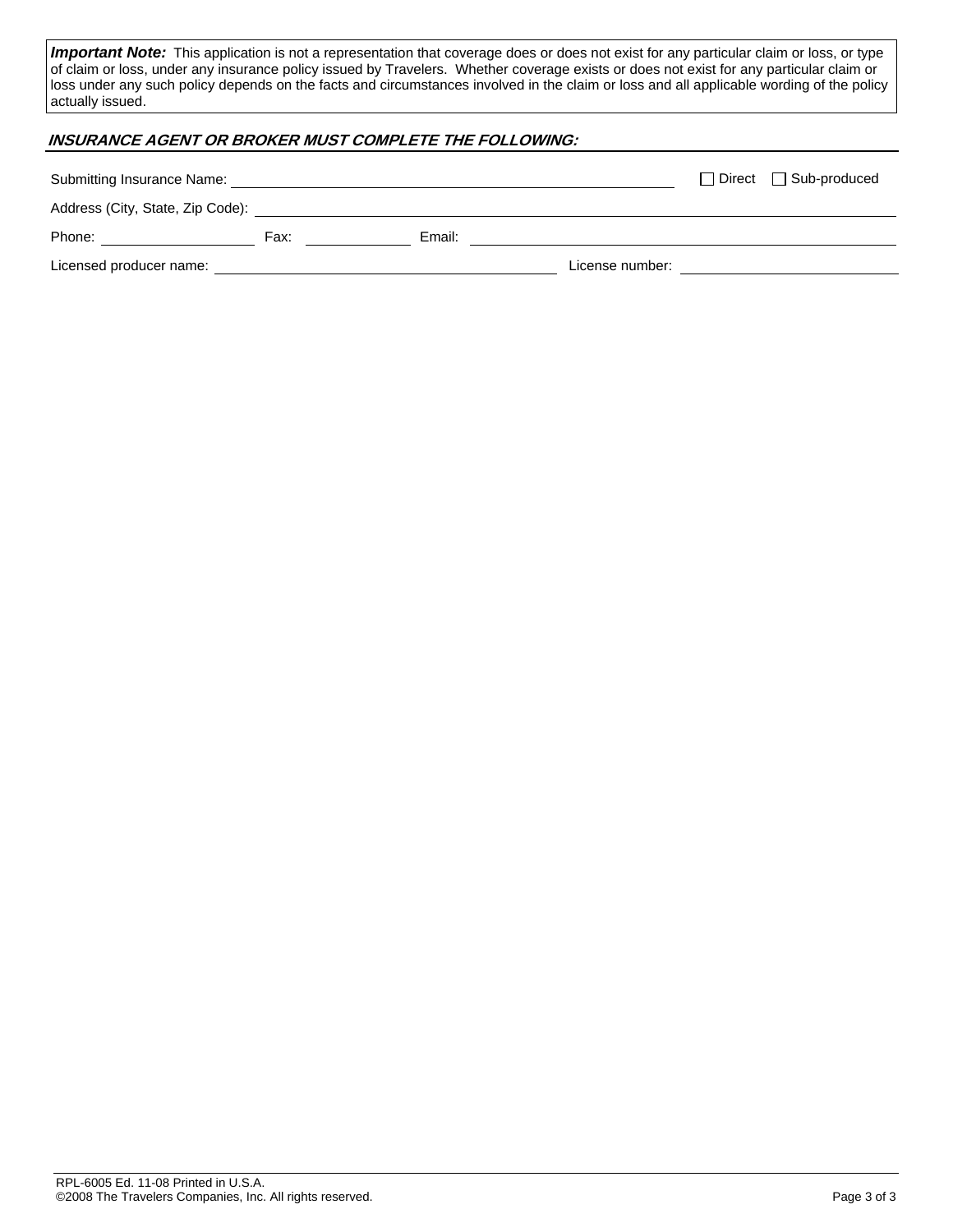***Important Note:*** This application is not a representation that coverage does or does not exist for any particular claim or loss, or type of claim or loss, under any insurance policy issued by Travelers. Whether coverage exists or does not exist for any particular claim or loss under any such policy depends on the facts and circumstances involved in the claim or loss and all applicable wording of the policy actually issued.

## *INSURANCE AGENT OR BROKER MUST COMPLETE THE FOLLOWING:*

Submitting Insurance Name: ______________________________ ☐ Direct ☐ Sub-produced

Address (City, State, Zip Code): ______________________________

Phone: __________ Fax: __________ Email: ______________________________

Licensed producer name: ______________________________ License number: ______________________________

RPL-6005 Ed. 11-08 Printed in U.S.A.
©2008 The Travelers Companies, Inc. All rights reserved.